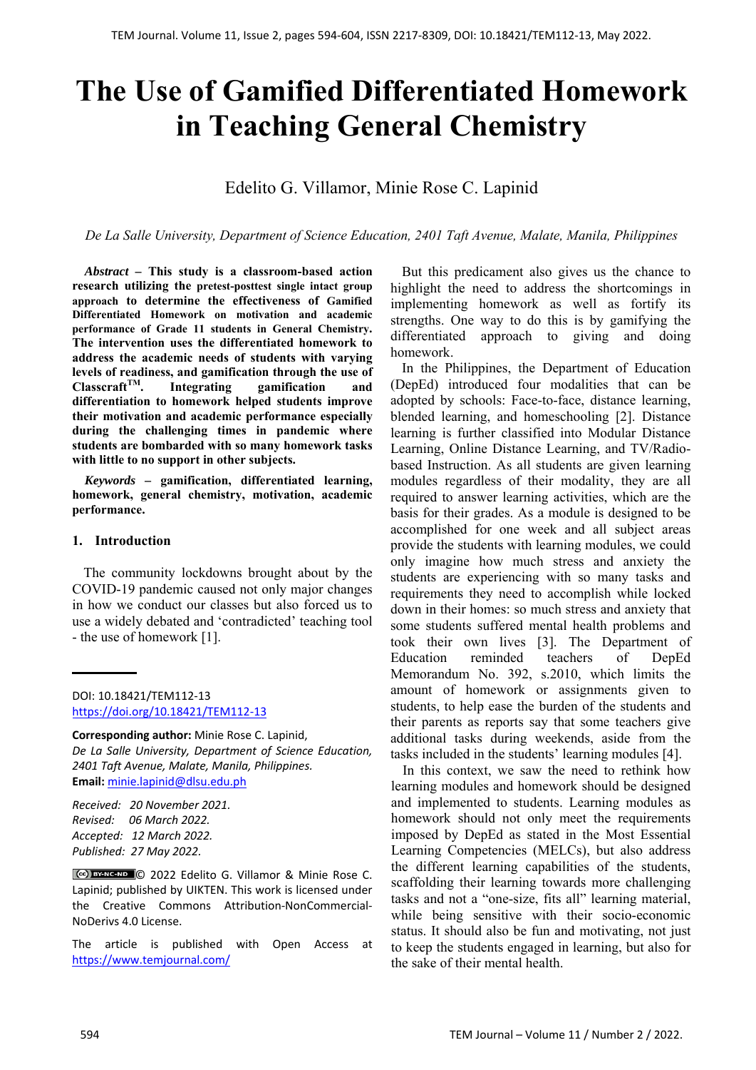# The Use of Gamified Differentiated Homework in Teaching General Chemistry

Edelito G. Villamor, Minie Rose C. Lapinid

*De La Salle University, Department of Science Education, 2401 Taft Avenue, Malate, Manila, Philippines*

***Abstract* – This study is a classroom-based action research utilizing the pretest-posttest single intact group approach to determine the effectiveness of Gamified Differentiated Homework on motivation and academic performance of Grade 11 students in General Chemistry. The intervention uses the differentiated homework to address the academic needs of students with varying levels of readiness, and gamification through the use of Classcraft[TM]. Integrating gamification and differentiation to homework helped students improve their motivation and academic performance especially during the challenging times in pandemic where students are bombarded with so many homework tasks with little to no support in other subjects.**

***Keywords* – gamification, differentiated learning, homework, general chemistry, motivation, academic performance.**

## 1. Introduction

The community lockdowns brought about by the COVID-19 pandemic caused not only major changes in how we conduct our classes but also forced us to use a widely debated and 'contradicted' teaching tool - the use of homework [1].

But this predicament also gives us the chance to highlight the need to address the shortcomings in implementing homework as well as fortify its strengths. One way to do this is by gamifying the differentiated approach to giving and doing homework.

In the Philippines, the Department of Education (DepEd) introduced four modalities that can be adopted by schools: Face-to-face, distance learning, blended learning, and homeschooling [2]. Distance learning is further classified into Modular Distance Learning, Online Distance Learning, and TV/Radio-based Instruction. As all students are given learning modules regardless of their modality, they are all required to answer learning activities, which are the basis for their grades. As a module is designed to be accomplished for one week and all subject areas provide the students with learning modules, we could only imagine how much stress and anxiety the students are experiencing with so many tasks and requirements they need to accomplish while locked down in their homes: so much stress and anxiety that some students suffered mental health problems and took their own lives [3]. The Department of Education reminded teachers of DepEd Memorandum No. 392, s.2010, which limits the amount of homework or assignments given to students, to help ease the burden of the students and their parents as reports say that some teachers give additional tasks during weekends, aside from the tasks included in the students' learning modules [4].

In this context, we saw the need to rethink how learning modules and homework should be designed and implemented to students. Learning modules as homework should not only meet the requirements imposed by DepEd as stated in the Most Essential Learning Competencies (MELCs), but also address the different learning capabilities of the students, scaffolding their learning towards more challenging tasks and not a "one-size, fits all" learning material, while being sensitive with their socio-economic status. It should also be fun and motivating, not just to keep the students engaged in learning, but also for the sake of their mental health.

---

DOI: 10.18421/TEM112-13
https://doi.org/10.18421/TEM112-13

**Corresponding author:** Minie Rose C. Lapinid,
*De La Salle University, Department of Science Education, 2401 Taft Avenue, Malate, Manila, Philippines.*
**Email:** minie.lapinid@dlsu.edu.ph

*Received: 20 November 2021.*
*Revised: 06 March 2022.*
*Accepted: 12 March 2022.*
*Published: 27 May 2022.*

© 2022 Edelito G. Villamor & Minie Rose C. Lapinid; published by UIKTEN. This work is licensed under the Creative Commons Attribution-NonCommercial-NoDerivs 4.0 License.

The article is published with Open Access at https://www.temjournal.com/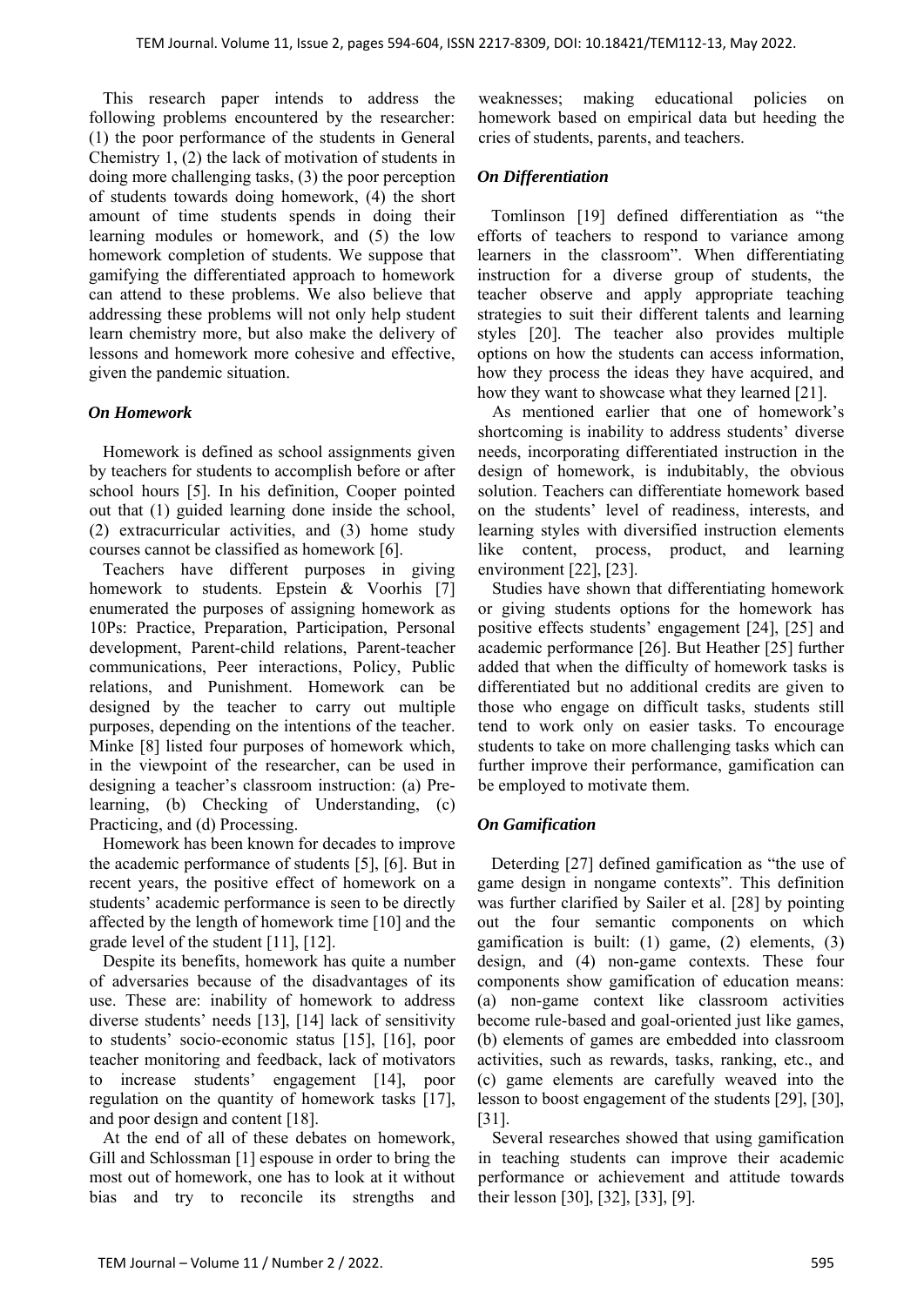This research paper intends to address the following problems encountered by the researcher: (1) the poor performance of the students in General Chemistry 1, (2) the lack of motivation of students in doing more challenging tasks, (3) the poor perception of students towards doing homework, (4) the short amount of time students spends in doing their learning modules or homework, and (5) the low homework completion of students. We suppose that gamifying the differentiated approach to homework can attend to these problems. We also believe that addressing these problems will not only help student learn chemistry more, but also make the delivery of lessons and homework more cohesive and effective, given the pandemic situation.

### *On Homework*

Homework is defined as school assignments given by teachers for students to accomplish before or after school hours [5]. In his definition, Cooper pointed out that (1) guided learning done inside the school, (2) extracurricular activities, and (3) home study courses cannot be classified as homework [6].

Teachers have different purposes in giving homework to students. Epstein & Voorhis [7] enumerated the purposes of assigning homework as 10Ps: Practice, Preparation, Participation, Personal development, Parent-child relations, Parent-teacher communications, Peer interactions, Policy, Public relations, and Punishment. Homework can be designed by the teacher to carry out multiple purposes, depending on the intentions of the teacher. Minke [8] listed four purposes of homework which, in the viewpoint of the researcher, can be used in designing a teacher's classroom instruction: (a) Pre-learning, (b) Checking of Understanding, (c) Practicing, and (d) Processing.

Homework has been known for decades to improve the academic performance of students [5], [6]. But in recent years, the positive effect of homework on a students' academic performance is seen to be directly affected by the length of homework time [10] and the grade level of the student [11], [12].

Despite its benefits, homework has quite a number of adversaries because of the disadvantages of its use. These are: inability of homework to address diverse students' needs [13], [14] lack of sensitivity to students' socio-economic status [15], [16], poor teacher monitoring and feedback, lack of motivators to increase students' engagement [14], poor regulation on the quantity of homework tasks [17], and poor design and content [18].

At the end of all of these debates on homework, Gill and Schlossman [1] espouse in order to bring the most out of homework, one has to look at it without bias and try to reconcile its strengths and weaknesses; making educational policies on homework based on empirical data but heeding the cries of students, parents, and teachers.

### *On Differentiation*

Tomlinson [19] defined differentiation as "the efforts of teachers to respond to variance among learners in the classroom". When differentiating instruction for a diverse group of students, the teacher observe and apply appropriate teaching strategies to suit their different talents and learning styles [20]. The teacher also provides multiple options on how the students can access information, how they process the ideas they have acquired, and how they want to showcase what they learned [21].

As mentioned earlier that one of homework's shortcoming is inability to address students' diverse needs, incorporating differentiated instruction in the design of homework, is indubitably, the obvious solution. Teachers can differentiate homework based on the students' level of readiness, interests, and learning styles with diversified instruction elements like content, process, product, and learning environment [22], [23].

Studies have shown that differentiating homework or giving students options for the homework has positive effects students' engagement [24], [25] and academic performance [26]. But Heather [25] further added that when the difficulty of homework tasks is differentiated but no additional credits are given to those who engage on difficult tasks, students still tend to work only on easier tasks. To encourage students to take on more challenging tasks which can further improve their performance, gamification can be employed to motivate them.

### *On Gamification*

Deterding [27] defined gamification as "the use of game design in nongame contexts". This definition was further clarified by Sailer et al. [28] by pointing out the four semantic components on which gamification is built: (1) game, (2) elements, (3) design, and (4) non-game contexts. These four components show gamification of education means: (a) non-game context like classroom activities become rule-based and goal-oriented just like games, (b) elements of games are embedded into classroom activities, such as rewards, tasks, ranking, etc., and (c) game elements are carefully weaved into the lesson to boost engagement of the students [29], [30], [31].

Several researches showed that using gamification in teaching students can improve their academic performance or achievement and attitude towards their lesson [30], [32], [33], [9].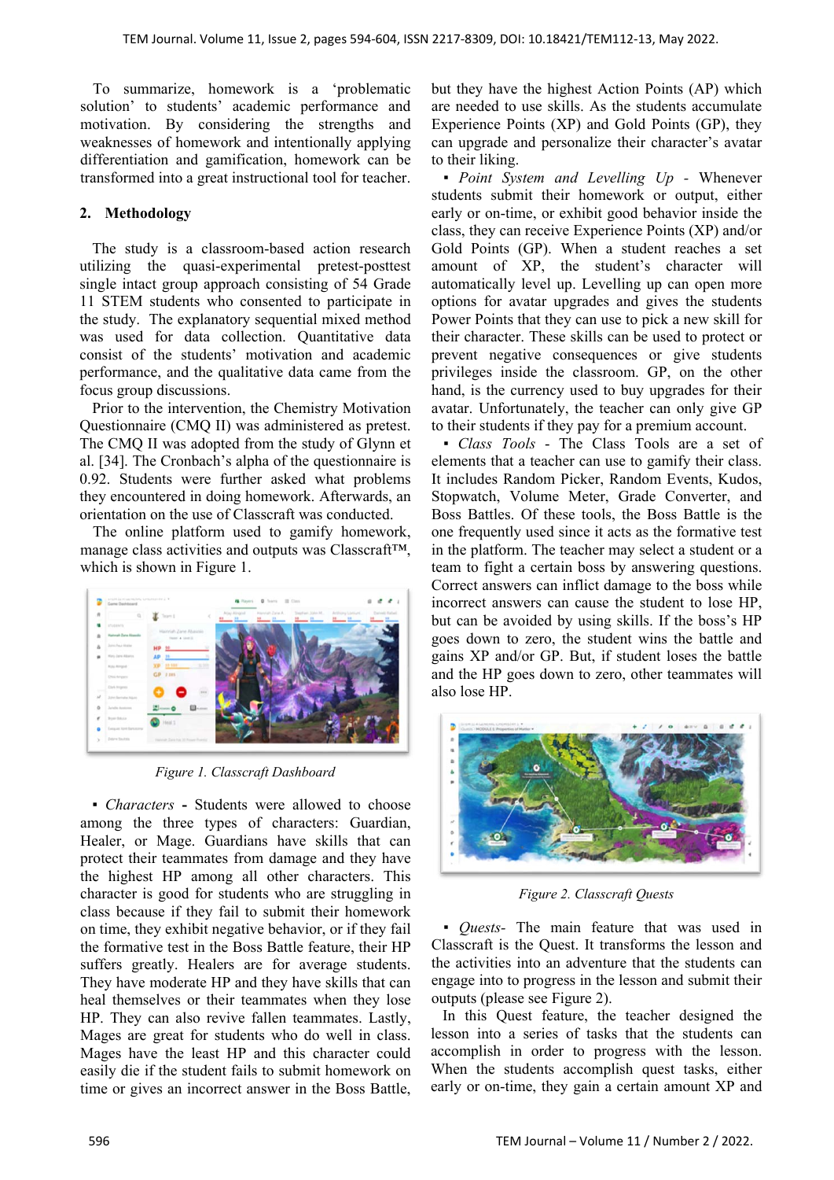To summarize, homework is a 'problematic solution' to students' academic performance and motivation. By considering the strengths and weaknesses of homework and intentionally applying differentiation and gamification, homework can be transformed into a great instructional tool for teacher.

## 2. Methodology

The study is a classroom-based action research utilizing the quasi-experimental pretest-posttest single intact group approach consisting of 54 Grade 11 STEM students who consented to participate in the study. The explanatory sequential mixed method was used for data collection. Quantitative data consist of the students' motivation and academic performance, and the qualitative data came from the focus group discussions.

Prior to the intervention, the Chemistry Motivation Questionnaire (CMQ II) was administered as pretest. The CMQ II was adopted from the study of Glynn et al. [34]. The Cronbach's alpha of the questionnaire is 0.92. Students were further asked what problems they encountered in doing homework. Afterwards, an orientation on the use of Classcraft was conducted.

The online platform used to gamify homework, manage class activities and outputs was Classcraft™, which is shown in Figure 1.

Figure 1. Classcraft Dashboard

- *Characters* **-** Students were allowed to choose among the three types of characters: Guardian, Healer, or Mage. Guardians have skills that can protect their teammates from damage and they have the highest HP among all other characters. This character is good for students who are struggling in class because if they fail to submit their homework on time, they exhibit negative behavior, or if they fail the formative test in the Boss Battle feature, their HP suffers greatly. Healers are for average students. They have moderate HP and they have skills that can heal themselves or their teammates when they lose HP. They can also revive fallen teammates. Lastly, Mages are great for students who do well in class. Mages have the least HP and this character could easily die if the student fails to submit homework on time or gives an incorrect answer in the Boss Battle, but they have the highest Action Points (AP) which are needed to use skills. As the students accumulate Experience Points (XP) and Gold Points (GP), they can upgrade and personalize their character's avatar to their liking.
- *Point System and Levelling Up* - Whenever students submit their homework or output, either early or on-time, or exhibit good behavior inside the class, they can receive Experience Points (XP) and/or Gold Points (GP). When a student reaches a set amount of XP, the student's character will automatically level up. Levelling up can open more options for avatar upgrades and gives the students Power Points that they can use to pick a new skill for their character. These skills can be used to protect or prevent negative consequences or give students privileges inside the classroom. GP, on the other hand, is the currency used to buy upgrades for their avatar. Unfortunately, the teacher can only give GP to their students if they pay for a premium account.
- *Class Tools* - The Class Tools are a set of elements that a teacher can use to gamify their class. It includes Random Picker, Random Events, Kudos, Stopwatch, Volume Meter, Grade Converter, and Boss Battles. Of these tools, the Boss Battle is the one frequently used since it acts as the formative test in the platform. The teacher may select a student or a team to fight a certain boss by answering questions. Correct answers can inflict damage to the boss while incorrect answers can cause the student to lose HP, but can be avoided by using skills. If the boss's HP goes down to zero, the student wins the battle and gains XP and/or GP. But, if student loses the battle and the HP goes down to zero, other teammates will also lose HP.

Figure 2. Classcraft Quests

- *Quests*- The main feature that was used in Classcraft is the Quest. It transforms the lesson and the activities into an adventure that the students can engage into to progress in the lesson and submit their outputs (please see Figure 2).

In this Quest feature, the teacher designed the lesson into a series of tasks that the students can accomplish in order to progress with the lesson. When the students accomplish quest tasks, either early or on-time, they gain a certain amount XP and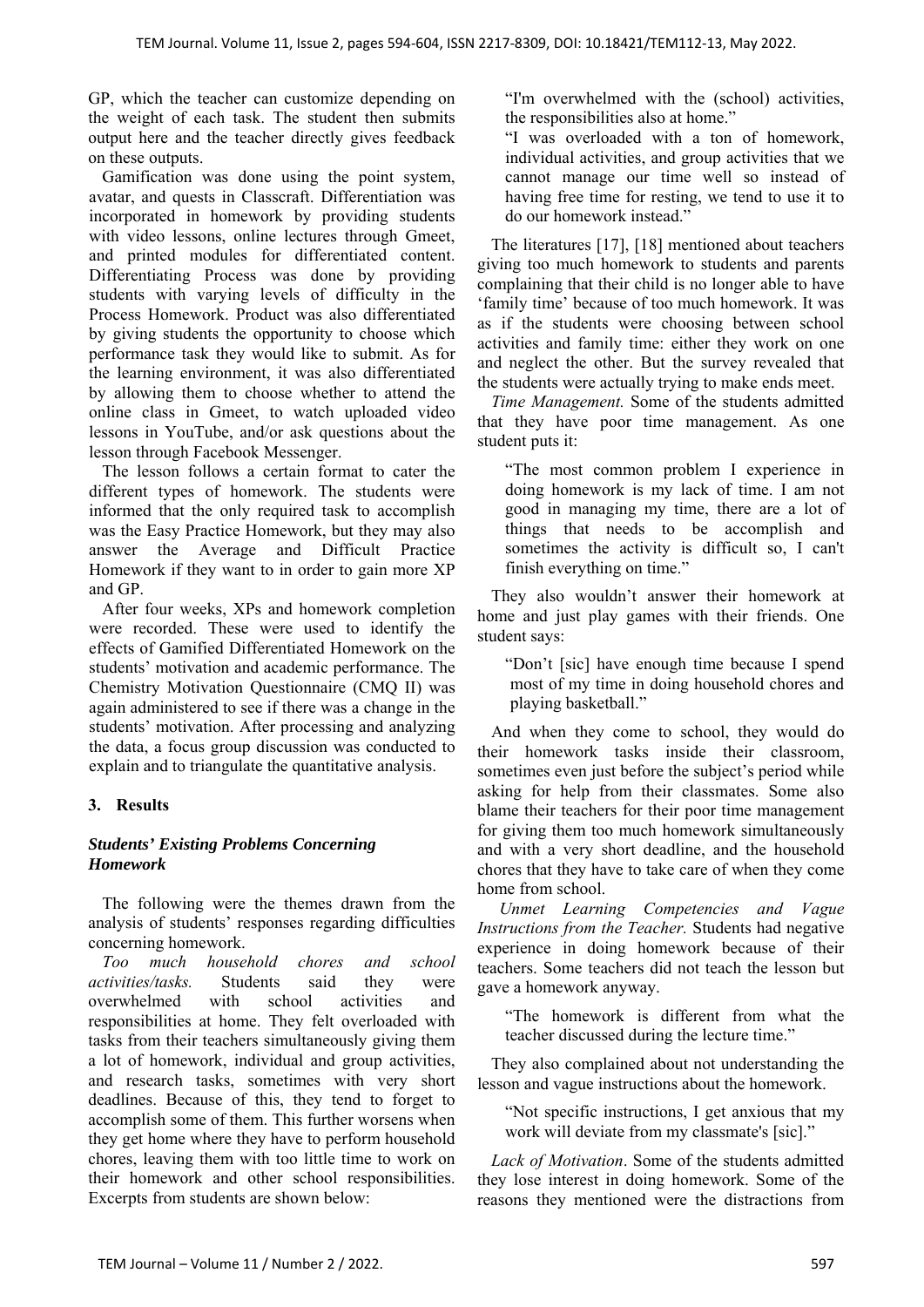GP, which the teacher can customize depending on the weight of each task. The student then submits output here and the teacher directly gives feedback on these outputs.

Gamification was done using the point system, avatar, and quests in Classcraft. Differentiation was incorporated in homework by providing students with video lessons, online lectures through Gmeet, and printed modules for differentiated content. Differentiating Process was done by providing students with varying levels of difficulty in the Process Homework. Product was also differentiated by giving students the opportunity to choose which performance task they would like to submit. As for the learning environment, it was also differentiated by allowing them to choose whether to attend the online class in Gmeet, to watch uploaded video lessons in YouTube, and/or ask questions about the lesson through Facebook Messenger.

The lesson follows a certain format to cater the different types of homework. The students were informed that the only required task to accomplish was the Easy Practice Homework, but they may also answer the Average and Difficult Practice Homework if they want to in order to gain more XP and GP.

After four weeks, XPs and homework completion were recorded. These were used to identify the effects of Gamified Differentiated Homework on the students' motivation and academic performance. The Chemistry Motivation Questionnaire (CMQ II) was again administered to see if there was a change in the students' motivation. After processing and analyzing the data, a focus group discussion was conducted to explain and to triangulate the quantitative analysis.

## 3. Results

### *Students' Existing Problems Concerning Homework*

The following were the themes drawn from the analysis of students' responses regarding difficulties concerning homework.

*Too much household chores and school activities/tasks.* Students said they were overwhelmed with school activities and responsibilities at home. They felt overloaded with tasks from their teachers simultaneously giving them a lot of homework, individual and group activities, and research tasks, sometimes with very short deadlines. Because of this, they tend to forget to accomplish some of them. This further worsens when they get home where they have to perform household chores, leaving them with too little time to work on their homework and other school responsibilities. Excerpts from students are shown below:

> "I'm overwhelmed with the (school) activities, the responsibilities also at home."
>
> "I was overloaded with a ton of homework, individual activities, and group activities that we cannot manage our time well so instead of having free time for resting, we tend to use it to do our homework instead."

The literatures [17], [18] mentioned about teachers giving too much homework to students and parents complaining that their child is no longer able to have 'family time' because of too much homework. It was as if the students were choosing between school activities and family time: either they work on one and neglect the other. But the survey revealed that the students were actually trying to make ends meet.

*Time Management.* Some of the students admitted that they have poor time management. As one student puts it:

> "The most common problem I experience in doing homework is my lack of time. I am not good in managing my time, there are a lot of things that needs to be accomplish and sometimes the activity is difficult so, I can't finish everything on time."

They also wouldn't answer their homework at home and just play games with their friends. One student says:

> "Don't [sic] have enough time because I spend most of my time in doing household chores and playing basketball."

And when they come to school, they would do their homework tasks inside their classroom, sometimes even just before the subject's period while asking for help from their classmates. Some also blame their teachers for their poor time management for giving them too much homework simultaneously and with a very short deadline, and the household chores that they have to take care of when they come home from school.

*Unmet Learning Competencies and Vague Instructions from the Teacher.* Students had negative experience in doing homework because of their teachers. Some teachers did not teach the lesson but gave a homework anyway.

> "The homework is different from what the teacher discussed during the lecture time."

They also complained about not understanding the lesson and vague instructions about the homework.

> "Not specific instructions, I get anxious that my work will deviate from my classmate's [sic]."

*Lack of Motivation*. Some of the students admitted they lose interest in doing homework. Some of the reasons they mentioned were the distractions from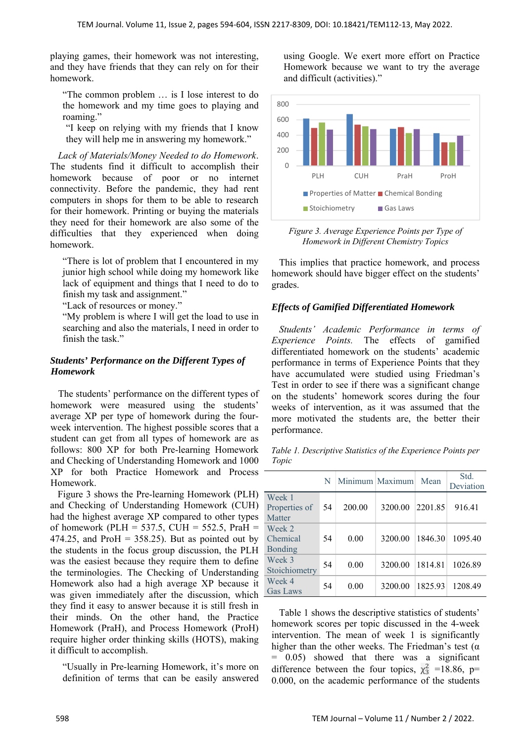playing games, their homework was not interesting, and they have friends that they can rely on for their homework.

> "The common problem … is I lose interest to do the homework and my time goes to playing and roaming."
> "I keep on relying with my friends that I know they will help me in answering my homework."

*Lack of Materials/Money Needed to do Homework*. The students find it difficult to accomplish their homework because of poor or no internet connectivity. Before the pandemic, they had rent computers in shops for them to be able to research for their homework. Printing or buying the materials they need for their homework are also some of the difficulties that they experienced when doing homework.

> "There is lot of problem that I encountered in my junior high school while doing my homework like lack of equipment and things that I need to do to finish my task and assignment."
> "Lack of resources or money."
> "My problem is where I will get the load to use in searching and also the materials, I need in order to finish the task."

### Students' Performance on the Different Types of Homework

The students' performance on the different types of homework were measured using the students' average XP per type of homework during the four-week intervention. The highest possible scores that a student can get from all types of homework are as follows: 800 XP for both Pre-learning Homework and Checking of Understanding Homework and 1000 XP for both Practice Homework and Process Homework.

Figure 3 shows the Pre-learning Homework (PLH) and Checking of Understanding Homework (CUH) had the highest average XP compared to other types of homework (PLH = 537.5, CUH = 552.5, PraH = 474.25, and ProH = 358.25). But as pointed out by the students in the focus group discussion, the PLH was the easiest because they require them to define the terminologies. The Checking of Understanding Homework also had a high average XP because it was given immediately after the discussion, which they find it easy to answer because it is still fresh in their minds. On the other hand, the Practice Homework (PraH), and Process Homework (ProH) require higher order thinking skills (HOTS), making it difficult to accomplish.

> "Usually in Pre-learning Homework, it's more on definition of terms that can be easily answered using Google. We exert more effort on Practice Homework because we want to try the average and difficult (activities)."

*Figure 3. Average Experience Points per Type of Homework in Different Chemistry Topics*

This implies that practice homework, and process homework should have bigger effect on the students' grades.

### Effects of Gamified Differentiated Homework

*Students' Academic Performance in terms of Experience Points.* The effects of gamified differentiated homework on the students' academic performance in terms of Experience Points that they have accumulated were studied using Friedman's Test in order to see if there was a significant change on the students' homework scores during the four weeks of intervention, as it was assumed that the more motivated the students are, the better their performance.

*Table 1. Descriptive Statistics of the Experience Points per Topic*

| | N | Minimum | Maximum | Mean | Std. Deviation |
|---|---|---|---|---|---|
| Week 1 Properties of Matter | 54 | 200.00 | 3200.00 | 2201.85 | 916.41 |
| Week 2 Chemical Bonding | 54 | 0.00 | 3200.00 | 1846.30 | 1095.40 |
| Week 3 Stoichiometry | 54 | 0.00 | 3200.00 | 1814.81 | 1026.89 |
| Week 4 Gas Laws | 54 | 0.00 | 3200.00 | 1825.93 | 1208.49 |

Table 1 shows the descriptive statistics of students' homework scores per topic discussed in the 4-week intervention. The mean of week 1 is significantly higher than the other weeks. The Friedman's test ($\alpha$ = 0.05) showed that there was a significant difference between the four topics, $\chi^2_3$ =18.86, p= 0.000, on the academic performance of the students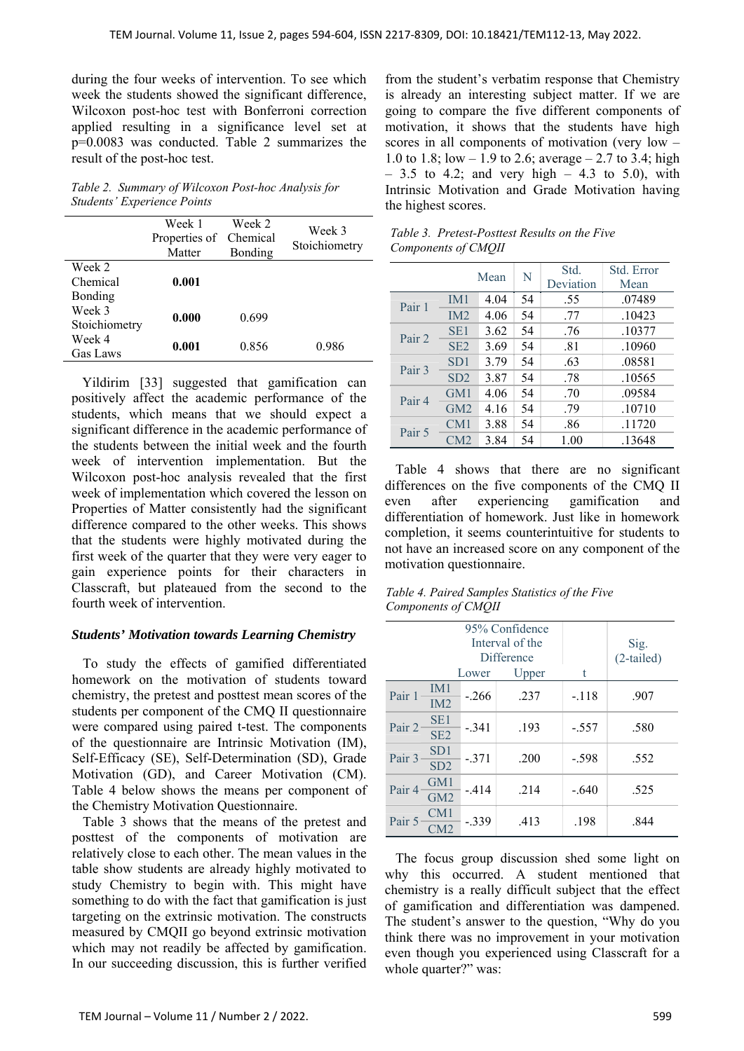during the four weeks of intervention. To see which week the students showed the significant difference, Wilcoxon post-hoc test with Bonferroni correction applied resulting in a significance level set at p=0.0083 was conducted. Table 2 summarizes the result of the post-hoc test.

*Table 2. Summary of Wilcoxon Post-hoc Analysis for Students' Experience Points*

| | Week 1 Properties of Matter | Week 2 Chemical Bonding | Week 3 Stoichiometry |
|---|---|---|---|
| Week 2 Chemical Bonding | **0.001** | | |
| Week 3 Stoichiometry | **0.000** | 0.699 | |
| Week 4 Gas Laws | **0.001** | 0.856 | 0.986 |

Yildirim [33] suggested that gamification can positively affect the academic performance of the students, which means that we should expect a significant difference in the academic performance of the students between the initial week and the fourth week of intervention implementation. But the Wilcoxon post-hoc analysis revealed that the first week of implementation which covered the lesson on Properties of Matter consistently had the significant difference compared to the other weeks. This shows that the students were highly motivated during the first week of the quarter that they were very eager to gain experience points for their characters in Classcraft, but plateaued from the second to the fourth week of intervention.

### *Students' Motivation towards Learning Chemistry*

To study the effects of gamified differentiated homework on the motivation of students toward chemistry, the pretest and posttest mean scores of the students per component of the CMQ II questionnaire were compared using paired t-test. The components of the questionnaire are Intrinsic Motivation (IM), Self-Efficacy (SE), Self-Determination (SD), Grade Motivation (GD), and Career Motivation (CM). Table 4 below shows the means per component of the Chemistry Motivation Questionnaire.

Table 3 shows that the means of the pretest and posttest of the components of motivation are relatively close to each other. The mean values in the table show students are already highly motivated to study Chemistry to begin with. This might have something to do with the fact that gamification is just targeting on the extrinsic motivation. The constructs measured by CMQII go beyond extrinsic motivation which may not readily be affected by gamification. In our succeeding discussion, this is further verified from the student's verbatim response that Chemistry is already an interesting subject matter. If we are going to compare the five different components of motivation, it shows that the students have high scores in all components of motivation (very low – 1.0 to 1.8; low – 1.9 to 2.6; average – 2.7 to 3.4; high – 3.5 to 4.2; and very high – 4.3 to 5.0), with Intrinsic Motivation and Grade Motivation having the highest scores.

*Table 3. Pretest-Posttest Results on the Five Components of CMQII*

| | | Mean | N | Std. Deviation | Std. Error Mean |
|---|---|---|---|---|---|
| Pair 1 | IM1 | 4.04 | 54 | .55 | .07489 |
| | IM2 | 4.06 | 54 | .77 | .10423 |
| Pair 2 | SE1 | 3.62 | 54 | .76 | .10377 |
| | SE2 | 3.69 | 54 | .81 | .10960 |
| Pair 3 | SD1 | 3.79 | 54 | .63 | .08581 |
| | SD2 | 3.87 | 54 | .78 | .10565 |
| Pair 4 | GM1 | 4.06 | 54 | .70 | .09584 |
| | GM2 | 4.16 | 54 | .79 | .10710 |
| Pair 5 | CM1 | 3.88 | 54 | .86 | .11720 |
| | CM2 | 3.84 | 54 | 1.00 | .13648 |

Table 4 shows that there are no significant differences on the five components of the CMQ II even after experiencing gamification and differentiation of homework. Just like in homework completion, it seems counterintuitive for students to not have an increased score on any component of the motivation questionnaire.

*Table 4. Paired Samples Statistics of the Five Components of CMQII*

| | | 95% Confidence Interval of the Difference | | t | Sig. (2-tailed) |
|---|---|---|---|---|---|
| | | Lower | Upper | | |
| Pair 1 | IM1 – IM2 | -.266 | .237 | -.118 | .907 |
| Pair 2 | SE1 – SE2 | -.341 | .193 | -.557 | .580 |
| Pair 3 | SD1 – SD2 | -.371 | .200 | -.598 | .552 |
| Pair 4 | GM1 – GM2 | -.414 | .214 | -.640 | .525 |
| Pair 5 | CM1 – CM2 | -.339 | .413 | .198 | .844 |

The focus group discussion shed some light on why this occurred. A student mentioned that chemistry is a really difficult subject that the effect of gamification and differentiation was dampened. The student's answer to the question, "Why do you think there was no improvement in your motivation even though you experienced using Classcraft for a whole quarter?" was: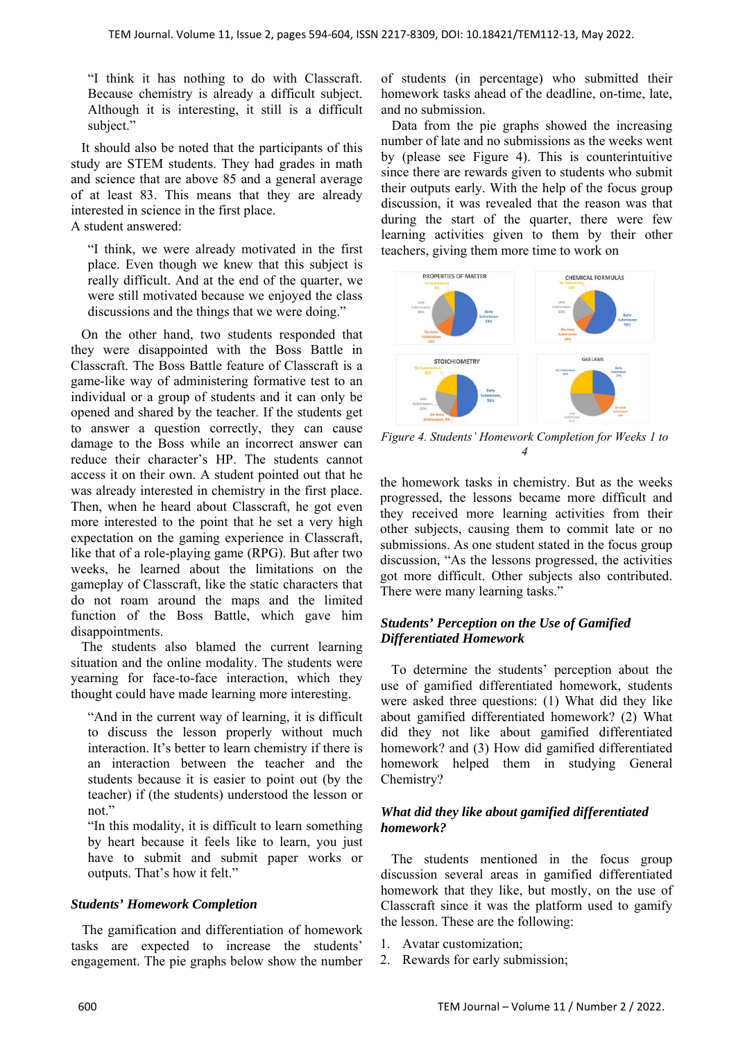"I think it has nothing to do with Classcraft. Because chemistry is already a difficult subject. Although it is interesting, it still is a difficult subject."

It should also be noted that the participants of this study are STEM students. They had grades in math and science that are above 85 and a general average of at least 83. This means that they are already interested in science in the first place.

A student answered:

"I think, we were already motivated in the first place. Even though we knew that this subject is really difficult. And at the end of the quarter, we were still motivated because we enjoyed the class discussions and the things that we were doing."

On the other hand, two students responded that they were disappointed with the Boss Battle in Classcraft. The Boss Battle feature of Classcraft is a game-like way of administering formative test to an individual or a group of students and it can only be opened and shared by the teacher. If the students get to answer a question correctly, they can cause damage to the Boss while an incorrect answer can reduce their character's HP. The students cannot access it on their own. A student pointed out that he was already interested in chemistry in the first place. Then, when he heard about Classcraft, he got even more interested to the point that he set a very high expectation on the gaming experience in Classcraft, like that of a role-playing game (RPG). But after two weeks, he learned about the limitations on the gameplay of Classcraft, like the static characters that do not roam around the maps and the limited function of the Boss Battle, which gave him disappointments.

The students also blamed the current learning situation and the online modality. The students were yearning for face-to-face interaction, which they thought could have made learning more interesting.

"And in the current way of learning, it is difficult to discuss the lesson properly without much interaction. It's better to learn chemistry if there is an interaction between the teacher and the students because it is easier to point out (by the teacher) if (the students) understood the lesson or not."

"In this modality, it is difficult to learn something by heart because it feels like to learn, you just have to submit and submit paper works or outputs. That's how it felt."

### Students' Homework Completion

The gamification and differentiation of homework tasks are expected to increase the students' engagement. The pie graphs below show the number of students (in percentage) who submitted their homework tasks ahead of the deadline, on-time, late, and no submission.

Data from the pie graphs showed the increasing number of late and no submissions as the weeks went by (please see Figure 4). This is counterintuitive since there are rewards given to students who submit their outputs early. With the help of the focus group discussion, it was revealed that the reason was that during the start of the quarter, there were few learning activities given to them by their other teachers, giving them more time to work on

*Figure 4. Students' Homework Completion for Weeks 1 to 4*

the homework tasks in chemistry. But as the weeks progressed, the lessons became more difficult and they received more learning activities from their other subjects, causing them to commit late or no submissions. As one student stated in the focus group discussion, "As the lessons progressed, the activities got more difficult. Other subjects also contributed. There were many learning tasks."

### *Students' Perception on the Use of Gamified Differentiated Homework*

To determine the students' perception about the use of gamified differentiated homework, students were asked three questions: (1) What did they like about gamified differentiated homework? (2) What did they not like about gamified differentiated homework? and (3) How did gamified differentiated homework helped them in studying General Chemistry?

### *What did they like about gamified differentiated homework?*

The students mentioned in the focus group discussion several areas in gamified differentiated homework that they like, but mostly, on the use of Classcraft since it was the platform used to gamify the lesson. These are the following:

1. Avatar customization;
2. Rewards for early submission;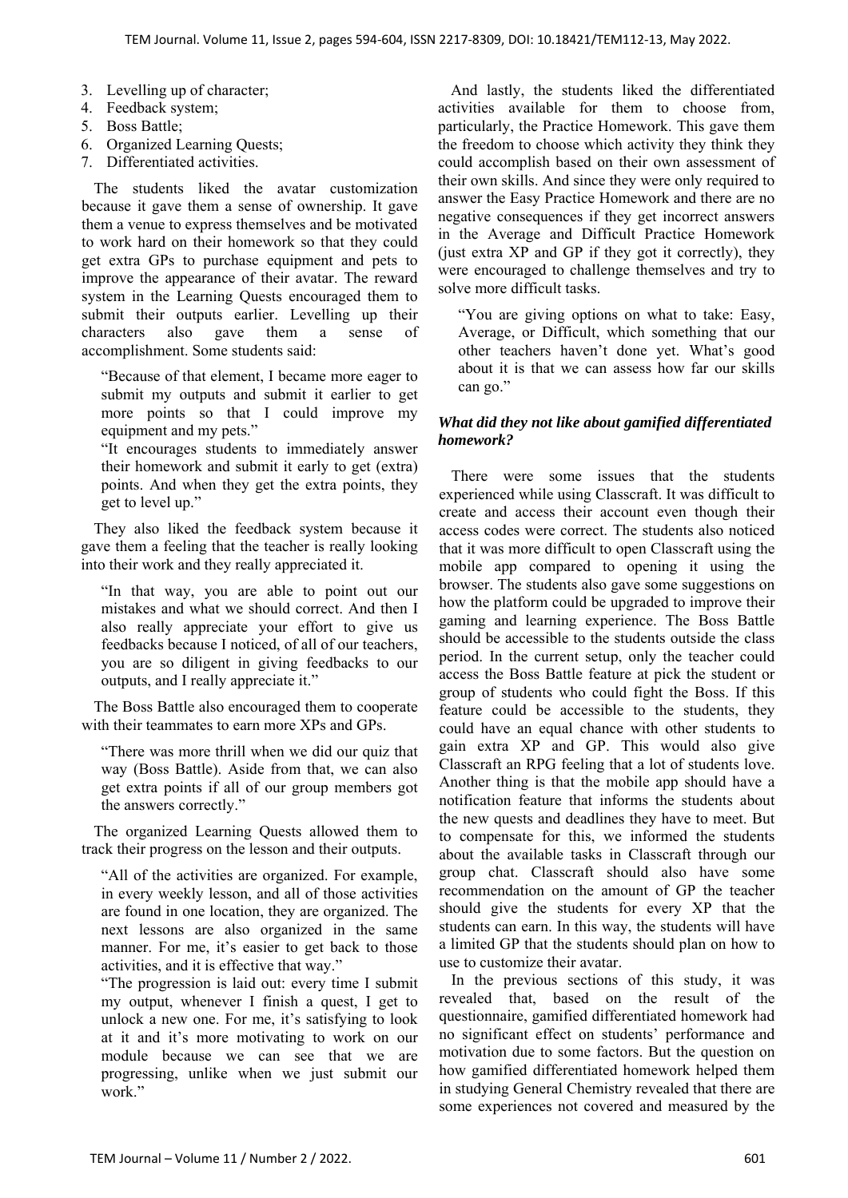3. Levelling up of character;
4. Feedback system;
5. Boss Battle;
6. Organized Learning Quests;
7. Differentiated activities.

The students liked the avatar customization because it gave them a sense of ownership. It gave them a venue to express themselves and be motivated to work hard on their homework so that they could get extra GPs to purchase equipment and pets to improve the appearance of their avatar. The reward system in the Learning Quests encouraged them to submit their outputs earlier. Levelling up their characters also gave them a sense of accomplishment. Some students said:

> "Because of that element, I became more eager to submit my outputs and submit it earlier to get more points so that I could improve my equipment and my pets."
>
> "It encourages students to immediately answer their homework and submit it early to get (extra) points. And when they get the extra points, they get to level up."

They also liked the feedback system because it gave them a feeling that the teacher is really looking into their work and they really appreciated it.

> "In that way, you are able to point out our mistakes and what we should correct. And then I also really appreciate your effort to give us feedbacks because I noticed, of all of our teachers, you are so diligent in giving feedbacks to our outputs, and I really appreciate it."

The Boss Battle also encouraged them to cooperate with their teammates to earn more XPs and GPs.

> "There was more thrill when we did our quiz that way (Boss Battle). Aside from that, we can also get extra points if all of our group members got the answers correctly."

The organized Learning Quests allowed them to track their progress on the lesson and their outputs.

> "All of the activities are organized. For example, in every weekly lesson, and all of those activities are found in one location, they are organized. The next lessons are also organized in the same manner. For me, it's easier to get back to those activities, and it is effective that way."
>
> "The progression is laid out: every time I submit my output, whenever I finish a quest, I get to unlock a new one. For me, it's satisfying to look at it and it's more motivating to work on our module because we can see that we are progressing, unlike when we just submit our work."

And lastly, the students liked the differentiated activities available for them to choose from, particularly, the Practice Homework. This gave them the freedom to choose which activity they think they could accomplish based on their own assessment of their own skills. And since they were only required to answer the Easy Practice Homework and there are no negative consequences if they get incorrect answers in the Average and Difficult Practice Homework (just extra XP and GP if they got it correctly), they were encouraged to challenge themselves and try to solve more difficult tasks.

> "You are giving options on what to take: Easy, Average, or Difficult, which something that our other teachers haven't done yet. What's good about it is that we can assess how far our skills can go."

***What did they not like about gamified differentiated homework?***

There were some issues that the students experienced while using Classcraft. It was difficult to create and access their account even though their access codes were correct. The students also noticed that it was more difficult to open Classcraft using the mobile app compared to opening it using the browser. The students also gave some suggestions on how the platform could be upgraded to improve their gaming and learning experience. The Boss Battle should be accessible to the students outside the class period. In the current setup, only the teacher could access the Boss Battle feature at pick the student or group of students who could fight the Boss. If this feature could be accessible to the students, they could have an equal chance with other students to gain extra XP and GP. This would also give Classcraft an RPG feeling that a lot of students love. Another thing is that the mobile app should have a notification feature that informs the students about the new quests and deadlines they have to meet. But to compensate for this, we informed the students about the available tasks in Classcraft through our group chat. Classcraft should also have some recommendation on the amount of GP the teacher should give the students for every XP that the students can earn. In this way, the students will have a limited GP that the students should plan on how to use to customize their avatar.

In the previous sections of this study, it was revealed that, based on the result of the questionnaire, gamified differentiated homework had no significant effect on students' performance and motivation due to some factors. But the question on how gamified differentiated homework helped them in studying General Chemistry revealed that there are some experiences not covered and measured by the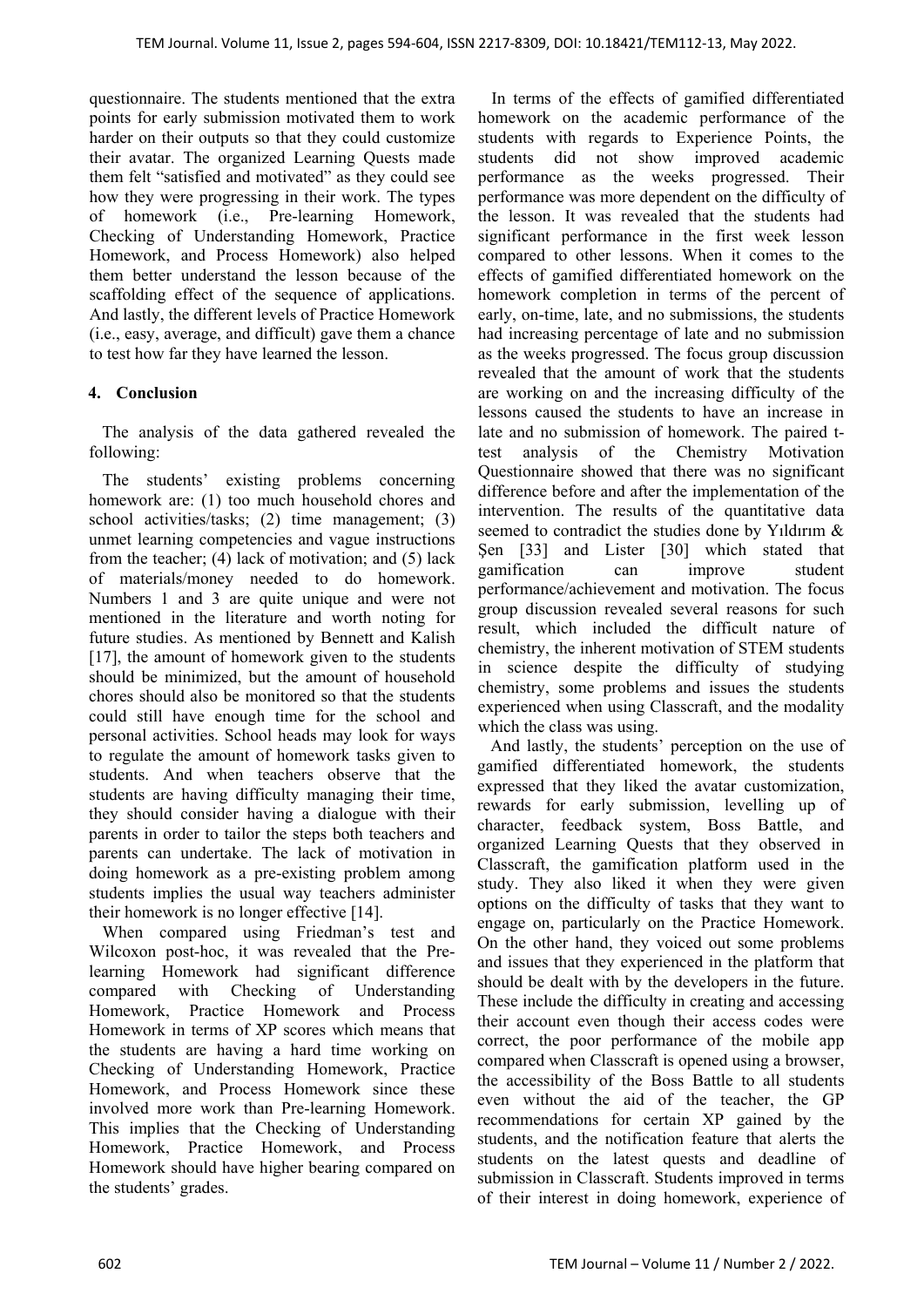questionnaire. The students mentioned that the extra points for early submission motivated them to work harder on their outputs so that they could customize their avatar. The organized Learning Quests made them felt "satisfied and motivated" as they could see how they were progressing in their work. The types of homework (i.e., Pre-learning Homework, Checking of Understanding Homework, Practice Homework, and Process Homework) also helped them better understand the lesson because of the scaffolding effect of the sequence of applications. And lastly, the different levels of Practice Homework (i.e., easy, average, and difficult) gave them a chance to test how far they have learned the lesson.

## 4. Conclusion

The analysis of the data gathered revealed the following:

The students' existing problems concerning homework are: (1) too much household chores and school activities/tasks; (2) time management; (3) unmet learning competencies and vague instructions from the teacher; (4) lack of motivation; and (5) lack of materials/money needed to do homework. Numbers 1 and 3 are quite unique and were not mentioned in the literature and worth noting for future studies. As mentioned by Bennett and Kalish [17], the amount of homework given to the students should be minimized, but the amount of household chores should also be monitored so that the students could still have enough time for the school and personal activities. School heads may look for ways to regulate the amount of homework tasks given to students. And when teachers observe that the students are having difficulty managing their time, they should consider having a dialogue with their parents in order to tailor the steps both teachers and parents can undertake. The lack of motivation in doing homework as a pre-existing problem among students implies the usual way teachers administer their homework is no longer effective [14].

When compared using Friedman's test and Wilcoxon post-hoc, it was revealed that the Pre-learning Homework had significant difference compared with Checking of Understanding Homework, Practice Homework and Process Homework in terms of XP scores which means that the students are having a hard time working on Checking of Understanding Homework, Practice Homework, and Process Homework since these involved more work than Pre-learning Homework. This implies that the Checking of Understanding Homework, Practice Homework, and Process Homework should have higher bearing compared on the students' grades.

In terms of the effects of gamified differentiated homework on the academic performance of the students with regards to Experience Points, the students did not show improved academic performance as the weeks progressed. Their performance was more dependent on the difficulty of the lesson. It was revealed that the students had significant performance in the first week lesson compared to other lessons. When it comes to the effects of gamified differentiated homework on the homework completion in terms of the percent of early, on-time, late, and no submissions, the students had increasing percentage of late and no submission as the weeks progressed. The focus group discussion revealed that the amount of work that the students are working on and the increasing difficulty of the lessons caused the students to have an increase in late and no submission of homework. The paired t-test analysis of the Chemistry Motivation Questionnaire showed that there was no significant difference before and after the implementation of the intervention. The results of the quantitative data seemed to contradict the studies done by Yıldırım & Şen [33] and Lister [30] which stated that gamification can improve student performance/achievement and motivation. The focus group discussion revealed several reasons for such result, which included the difficult nature of chemistry, the inherent motivation of STEM students in science despite the difficulty of studying chemistry, some problems and issues the students experienced when using Classcraft, and the modality which the class was using.

And lastly, the students' perception on the use of gamified differentiated homework, the students expressed that they liked the avatar customization, rewards for early submission, levelling up of character, feedback system, Boss Battle, and organized Learning Quests that they observed in Classcraft, the gamification platform used in the study. They also liked it when they were given options on the difficulty of tasks that they want to engage on, particularly on the Practice Homework. On the other hand, they voiced out some problems and issues that they experienced in the platform that should be dealt with by the developers in the future. These include the difficulty in creating and accessing their account even though their access codes were correct, the poor performance of the mobile app compared when Classcraft is opened using a browser, the accessibility of the Boss Battle to all students even without the aid of the teacher, the GP recommendations for certain XP gained by the students, and the notification feature that alerts the students on the latest quests and deadline of submission in Classcraft. Students improved in terms of their interest in doing homework, experience of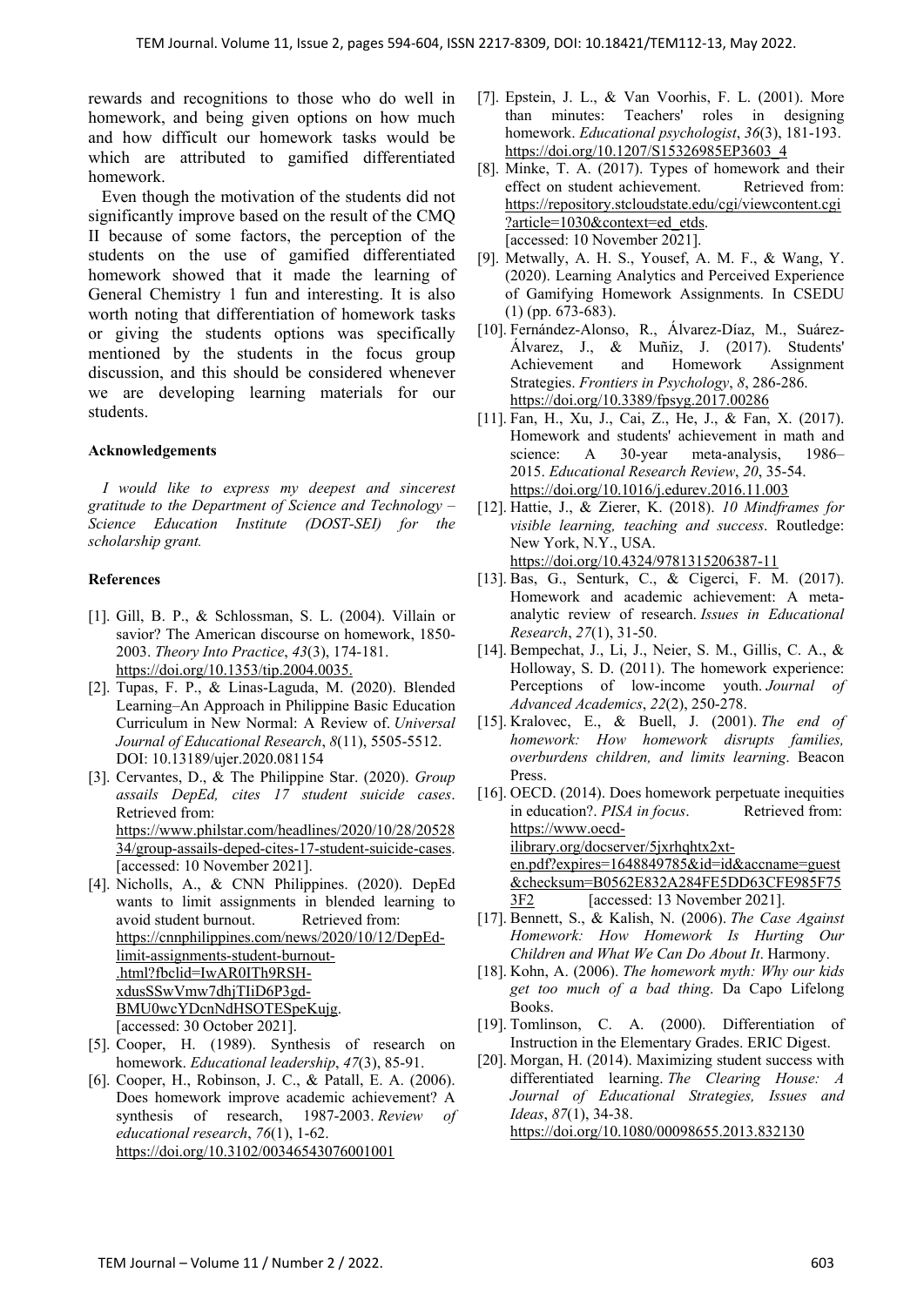rewards and recognitions to those who do well in homework, and being given options on how much and how difficult our homework tasks would be which are attributed to gamified differentiated homework.

Even though the motivation of the students did not significantly improve based on the result of the CMQ II because of some factors, the perception of the students on the use of gamified differentiated homework showed that it made the learning of General Chemistry 1 fun and interesting. It is also worth noting that differentiation of homework tasks or giving the students options was specifically mentioned by the students in the focus group discussion, and this should be considered whenever we are developing learning materials for our students.

### Acknowledgements

*I would like to express my deepest and sincerest gratitude to the Department of Science and Technology – Science Education Institute (DOST-SEI) for the scholarship grant.*

### References

[1]. Gill, B. P., & Schlossman, S. L. (2004). Villain or savior? The American discourse on homework, 1850-2003. *Theory Into Practice*, *43*(3), 174-181. https://doi.org/10.1353/tip.2004.0035.

[2]. Tupas, F. P., & Linas-Laguda, M. (2020). Blended Learning–An Approach in Philippine Basic Education Curriculum in New Normal: A Review of. *Universal Journal of Educational Research*, *8*(11), 5505-5512. DOI: 10.13189/ujer.2020.081154

[3]. Cervantes, D., & The Philippine Star. (2020). *Group assails DepEd, cites 17 student suicide cases*. Retrieved from: https://www.philstar.com/headlines/2020/10/28/2052834/group-assails-deped-cites-17-student-suicide-cases. [accessed: 10 November 2021].

[4]. Nicholls, A., & CNN Philippines. (2020). DepEd wants to limit assignments in blended learning to avoid student burnout. Retrieved from: https://cnnphilippines.com/news/2020/10/12/DepEd-limit-assignments-student-burnout-.html?fbclid=IwAR0ITh9RSH-xdusSSwVmw7dhjTIiD6P3gd-BMU0wcYDcnNdHSOTESpeKujg. [accessed: 30 October 2021].

[5]. Cooper, H. (1989). Synthesis of research on homework. *Educational leadership*, *47*(3), 85-91.

[6]. Cooper, H., Robinson, J. C., & Patall, E. A. (2006). Does homework improve academic achievement? A synthesis of research, 1987-2003. *Review of educational research*, *76*(1), 1-62. https://doi.org/10.3102/00346543076001001

[7]. Epstein, J. L., & Van Voorhis, F. L. (2001). More than minutes: Teachers' roles in designing homework. *Educational psychologist*, *36*(3), 181-193. https://doi.org/10.1207/S15326985EP3603_4

[8]. Minke, T. A. (2017). Types of homework and their effect on student achievement. Retrieved from: https://repository.stcloudstate.edu/cgi/viewcontent.cgi?article=1030&context=ed_etds. [accessed: 10 November 2021].

[9]. Metwally, A. H. S., Yousef, A. M. F., & Wang, Y. (2020). Learning Analytics and Perceived Experience of Gamifying Homework Assignments. In CSEDU (1) (pp. 673-683).

[10]. Fernández-Alonso, R., Álvarez-Díaz, M., Suárez-Álvarez, J., & Muñiz, J. (2017). Students' Achievement and Homework Assignment Strategies. *Frontiers in Psychology*, *8*, 286-286. https://doi.org/10.3389/fpsyg.2017.00286

[11]. Fan, H., Xu, J., Cai, Z., He, J., & Fan, X. (2017). Homework and students' achievement in math and science: A 30-year meta-analysis, 1986–2015. *Educational Research Review*, *20*, 35-54. https://doi.org/10.1016/j.edurev.2016.11.003

[12]. Hattie, J., & Zierer, K. (2018). *10 Mindframes for visible learning, teaching and success*. Routledge: New York, N.Y., USA. https://doi.org/10.4324/9781315206387-11

[13]. Bas, G., Senturk, C., & Cigerci, F. M. (2017). Homework and academic achievement: A meta-analytic review of research. *Issues in Educational Research*, *27*(1), 31-50.

[14]. Bempechat, J., Li, J., Neier, S. M., Gillis, C. A., & Holloway, S. D. (2011). The homework experience: Perceptions of low-income youth. *Journal of Advanced Academics*, *22*(2), 250-278.

[15]. Kralovec, E., & Buell, J. (2001). *The end of homework: How homework disrupts families, overburdens children, and limits learning*. Beacon Press.

[16]. OECD. (2014). Does homework perpetuate inequities in education?. *PISA in focus*. Retrieved from: https://www.oecd-ilibrary.org/docserver/5jxrhqhtx2xt-en.pdf?expires=1648849785&id=id&accname=guest&checksum=B0562E832A284FE5DD63CFE985F753F2 [accessed: 13 November 2021].

[17]. Bennett, S., & Kalish, N. (2006). *The Case Against Homework: How Homework Is Hurting Our Children and What We Can Do About It*. Harmony.

[18]. Kohn, A. (2006). *The homework myth: Why our kids get too much of a bad thing*. Da Capo Lifelong Books.

[19]. Tomlinson, C. A. (2000). Differentiation of Instruction in the Elementary Grades. ERIC Digest.

[20]. Morgan, H. (2014). Maximizing student success with differentiated learning. *The Clearing House: A Journal of Educational Strategies, Issues and Ideas*, *87*(1), 34-38. https://doi.org/10.1080/00098655.2013.832130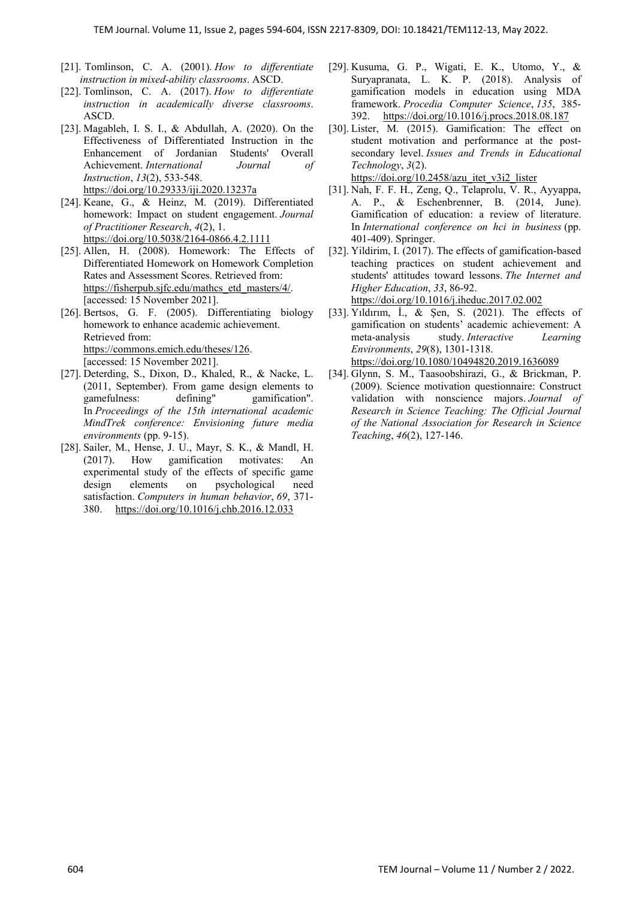[21]. Tomlinson, C. A. (2001). *How to differentiate instruction in mixed-ability classrooms*. ASCD.

[22]. Tomlinson, C. A. (2017). *How to differentiate instruction in academically diverse classrooms*. ASCD.

[23]. Magableh, I. S. I., & Abdullah, A. (2020). On the Effectiveness of Differentiated Instruction in the Enhancement of Jordanian Students' Overall Achievement. *International Journal of Instruction*, *13*(2), 533-548. https://doi.org/10.29333/iji.2020.13237a

[24]. Keane, G., & Heinz, M. (2019). Differentiated homework: Impact on student engagement. *Journal of Practitioner Research*, *4*(2), 1. https://doi.org/10.5038/2164-0866.4.2.1111

[25]. Allen, H. (2008). Homework: The Effects of Differentiated Homework on Homework Completion Rates and Assessment Scores. Retrieved from: https://fisherpub.sjfc.edu/mathcs_etd_masters/4/. [accessed: 15 November 2021].

[26]. Bertsos, G. F. (2005). Differentiating biology homework to enhance academic achievement. Retrieved from: https://commons.emich.edu/theses/126. [accessed: 15 November 2021].

[27]. Deterding, S., Dixon, D., Khaled, R., & Nacke, L. (2011, September). From game design elements to gamefulness: defining" gamification". In *Proceedings of the 15th international academic MindTrek conference: Envisioning future media environments* (pp. 9-15).

[28]. Sailer, M., Hense, J. U., Mayr, S. K., & Mandl, H. (2017). How gamification motivates: An experimental study of the effects of specific game design elements on psychological need satisfaction. *Computers in human behavior*, *69*, 371-380. https://doi.org/10.1016/j.chb.2016.12.033

[29]. Kusuma, G. P., Wigati, E. K., Utomo, Y., & Suryapranata, L. K. P. (2018). Analysis of gamification models in education using MDA framework. *Procedia Computer Science*, *135*, 385-392. https://doi.org/10.1016/j.procs.2018.08.187

[30]. Lister, M. (2015). Gamification: The effect on student motivation and performance at the post-secondary level. *Issues and Trends in Educational Technology*, *3*(2). https://doi.org/10.2458/azu_itet_v3i2_lister

[31]. Nah, F. F. H., Zeng, Q., Telaprolu, V. R., Ayyappa, A. P., & Eschenbrenner, B. (2014, June). Gamification of education: a review of literature. In *International conference on hci in business* (pp. 401-409). Springer.

[32]. Yildirim, I. (2017). The effects of gamification-based teaching practices on student achievement and students' attitudes toward lessons. *The Internet and Higher Education*, *33*, 86-92. https://doi.org/10.1016/j.iheduc.2017.02.002

[33]. Yıldırım, İ., & Şen, S. (2021). The effects of gamification on students' academic achievement: A meta-analysis study. *Interactive Learning Environments*, *29*(8), 1301-1318. https://doi.org/10.1080/10494820.2019.1636089

[34]. Glynn, S. M., Taasoobshirazi, G., & Brickman, P. (2009). Science motivation questionnaire: Construct validation with nonscience majors. *Journal of Research in Science Teaching: The Official Journal of the National Association for Research in Science Teaching*, *46*(2), 127-146.